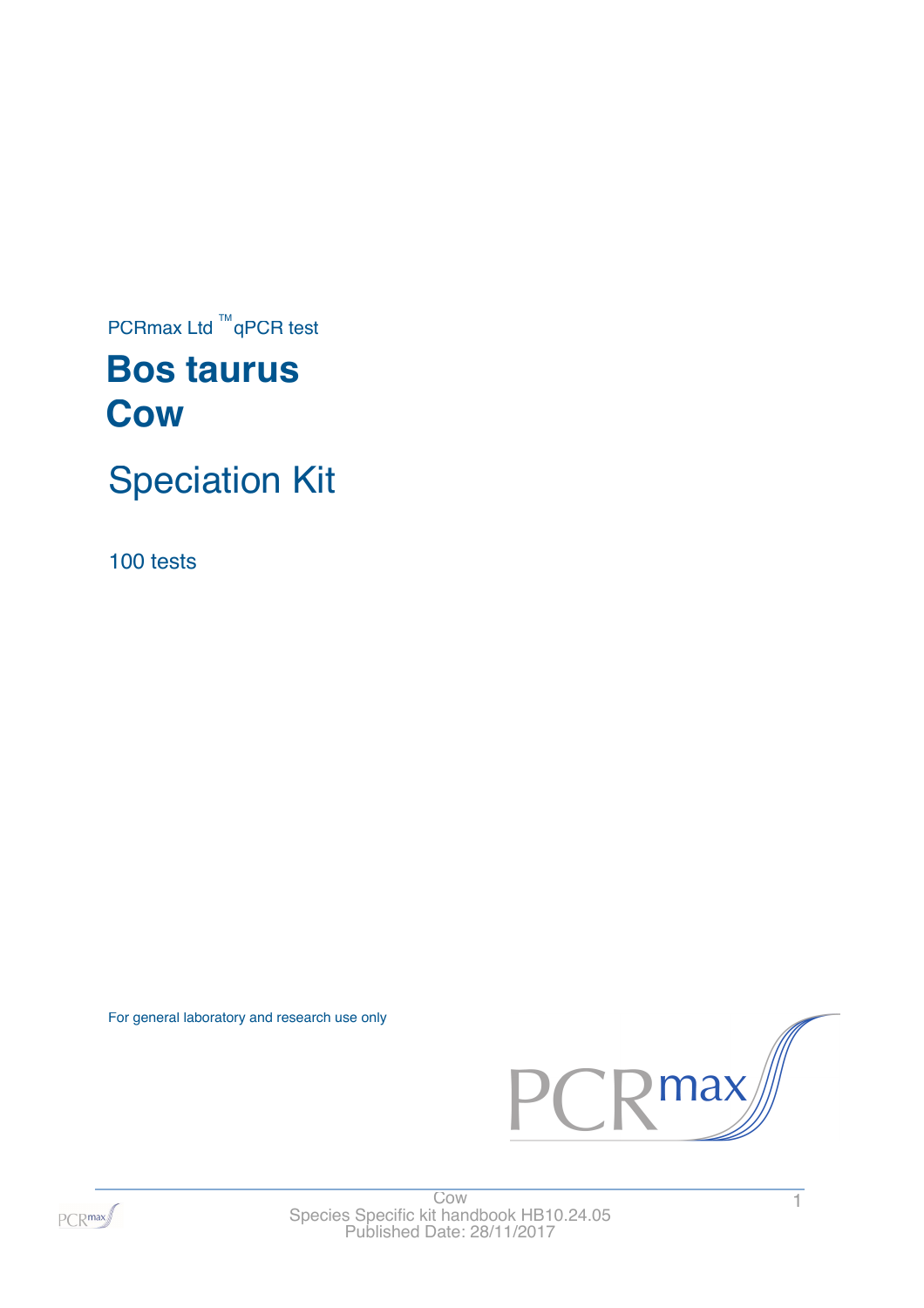PCRmax Ltd ™qPCR test

# Bos taurus
# Cow

## Speciation Kit

100 tests

For general laboratory and research use only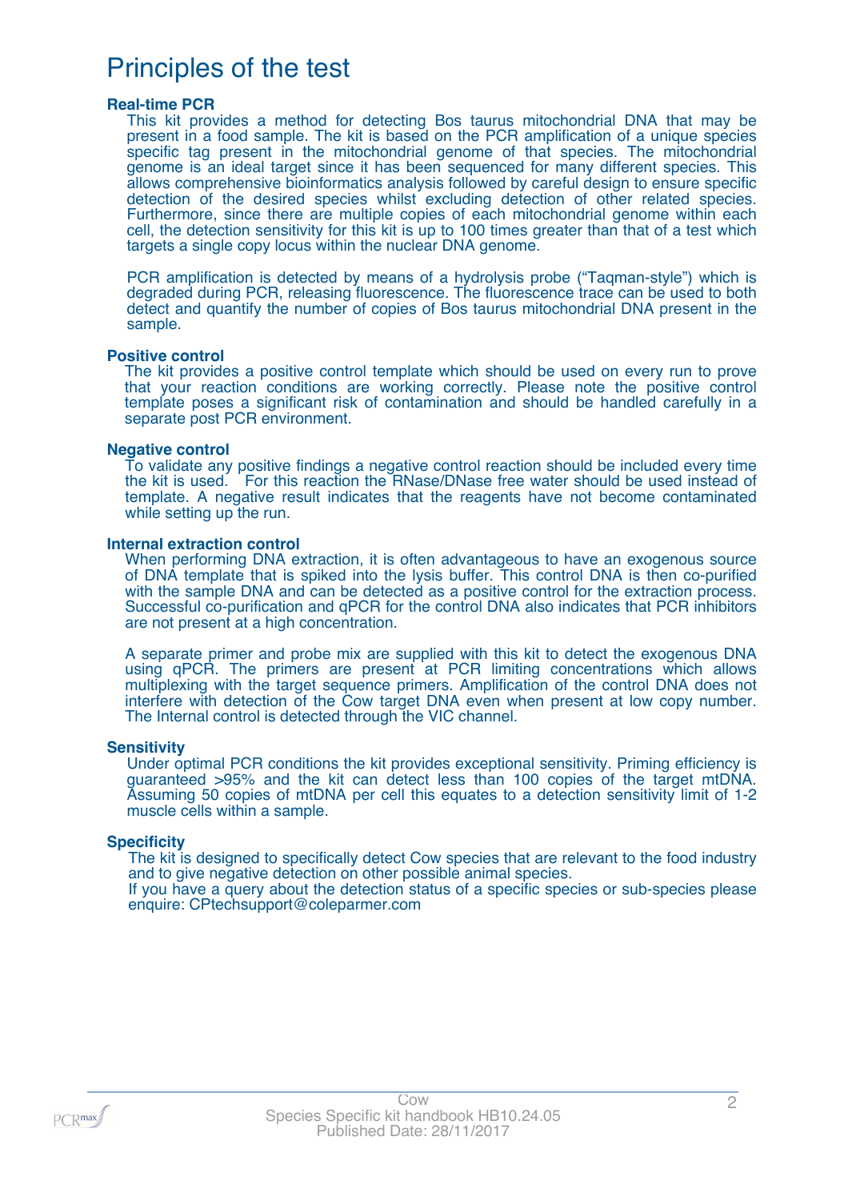# Principles of the test

### Real-time PCR

This kit provides a method for detecting Bos taurus mitochondrial DNA that may be present in a food sample. The kit is based on the PCR amplification of a unique species specific tag present in the mitochondrial genome of that species. The mitochondrial genome is an ideal target since it has been sequenced for many different species. This allows comprehensive bioinformatics analysis followed by careful design to ensure specific detection of the desired species whilst excluding detection of other related species. Furthermore, since there are multiple copies of each mitochondrial genome within each cell, the detection sensitivity for this kit is up to 100 times greater than that of a test which targets a single copy locus within the nuclear DNA genome.

PCR amplification is detected by means of a hydrolysis probe ("Taqman-style") which is degraded during PCR, releasing fluorescence. The fluorescence trace can be used to both detect and quantify the number of copies of Bos taurus mitochondrial DNA present in the sample.

### Positive control

The kit provides a positive control template which should be used on every run to prove that your reaction conditions are working correctly. Please note the positive control template poses a significant risk of contamination and should be handled carefully in a separate post PCR environment.

### Negative control

To validate any positive findings a negative control reaction should be included every time the kit is used. For this reaction the RNase/DNase free water should be used instead of template. A negative result indicates that the reagents have not become contaminated while setting up the run.

### Internal extraction control

When performing DNA extraction, it is often advantageous to have an exogenous source of DNA template that is spiked into the lysis buffer. This control DNA is then co-purified with the sample DNA and can be detected as a positive control for the extraction process. Successful co-purification and qPCR for the control DNA also indicates that PCR inhibitors are not present at a high concentration.

A separate primer and probe mix are supplied with this kit to detect the exogenous DNA using qPCR. The primers are present at PCR limiting concentrations which allows multiplexing with the target sequence primers. Amplification of the control DNA does not interfere with detection of the Cow target DNA even when present at low copy number. The Internal control is detected through the VIC channel.

### Sensitivity

Under optimal PCR conditions the kit provides exceptional sensitivity. Priming efficiency is guaranteed >95% and the kit can detect less than 100 copies of the target mtDNA. Assuming 50 copies of mtDNA per cell this equates to a detection sensitivity limit of 1-2 muscle cells within a sample.

### Specificity

The kit is designed to specifically detect Cow species that are relevant to the food industry and to give negative detection on other possible animal species.
If you have a query about the detection status of a specific species or sub-species please enquire: CPtechsupport@coleparmer.com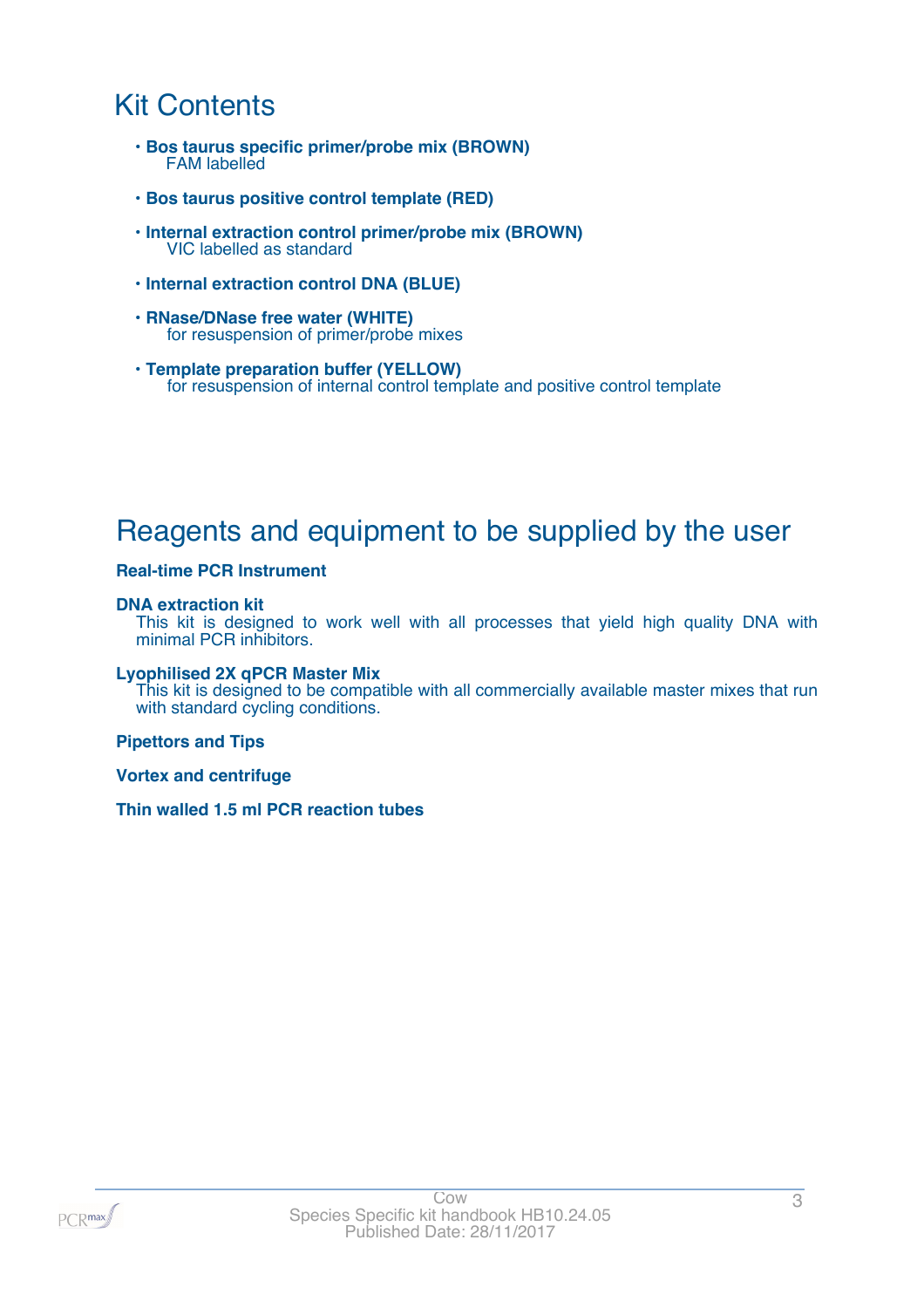# Kit Contents

- **Bos taurus specific primer/probe mix (BROWN)**
  FAM labelled
- **Bos taurus positive control template (RED)**
- **Internal extraction control primer/probe mix (BROWN)**
  VIC labelled as standard
- **Internal extraction control DNA (BLUE)**
- **RNase/DNase free water (WHITE)**
  for resuspension of primer/probe mixes
- **Template preparation buffer (YELLOW)**
  for resuspension of internal control template and positive control template

# Reagents and equipment to be supplied by the user

**Real-time PCR Instrument**

**DNA extraction kit**
This kit is designed to work well with all processes that yield high quality DNA with minimal PCR inhibitors.

**Lyophilised 2X qPCR Master Mix**
This kit is designed to be compatible with all commercially available master mixes that run with standard cycling conditions.

**Pipettors and Tips**

**Vortex and centrifuge**

**Thin walled 1.5 ml PCR reaction tubes**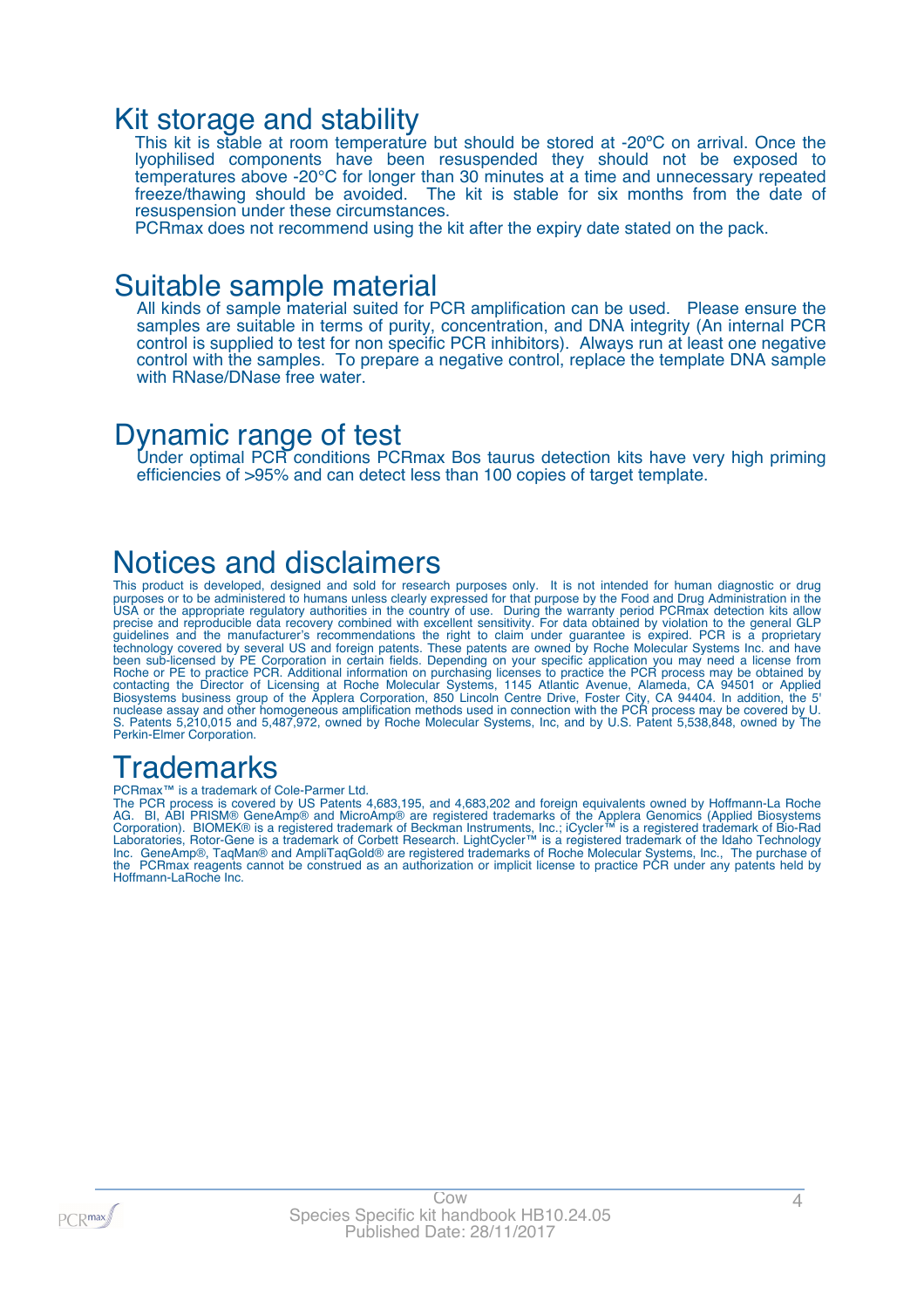# Kit storage and stability

This kit is stable at room temperature but should be stored at -20ºC on arrival. Once the lyophilised components have been resuspended they should not be exposed to temperatures above -20°C for longer than 30 minutes at a time and unnecessary repeated freeze/thawing should be avoided. The kit is stable for six months from the date of resuspension under these circumstances.

PCRmax does not recommend using the kit after the expiry date stated on the pack.

# Suitable sample material

All kinds of sample material suited for PCR amplification can be used. Please ensure the samples are suitable in terms of purity, concentration, and DNA integrity (An internal PCR control is supplied to test for non specific PCR inhibitors). Always run at least one negative control with the samples. To prepare a negative control, replace the template DNA sample with RNase/DNase free water.

# Dynamic range of test

Under optimal PCR conditions PCRmax Bos taurus detection kits have very high priming efficiencies of >95% and can detect less than 100 copies of target template.

# Notices and disclaimers

This product is developed, designed and sold for research purposes only. It is not intended for human diagnostic or drug purposes or to be administered to humans unless clearly expressed for that purpose by the Food and Drug Administration in the USA or the appropriate regulatory authorities in the country of use. During the warranty period PCRmax detection kits allow precise and reproducible data recovery combined with excellent sensitivity. For data obtained by violation to the general GLP guidelines and the manufacturer's recommendations the right to claim under guarantee is expired. PCR is a proprietary technology covered by several US and foreign patents. These patents are owned by Roche Molecular Systems Inc. and have been sub-licensed by PE Corporation in certain fields. Depending on your specific application you may need a license from Roche or PE to practice PCR. Additional information on purchasing licenses to practice the PCR process may be obtained by contacting the Director of Licensing at Roche Molecular Systems, 1145 Atlantic Avenue, Alameda, CA 94501 or Applied Biosystems business group of the Applera Corporation, 850 Lincoln Centre Drive, Foster City, CA 94404. In addition, the 5' nuclease assay and other homogeneous amplification methods used in connection with the PCR process may be covered by U. S. Patents 5,210,015 and 5,487,972, owned by Roche Molecular Systems, Inc, and by U.S. Patent 5,538,848, owned by The Perkin-Elmer Corporation.

# Trademarks

PCRmax™ is a trademark of Cole-Parmer Ltd.

The PCR process is covered by US Patents 4,683,195, and 4,683,202 and foreign equivalents owned by Hoffmann-La Roche AG. BI, ABI PRISM® GeneAmp® and MicroAmp® are registered trademarks of the Applera Genomics (Applied Biosystems Corporation). BIOMEK® is a registered trademark of Beckman Instruments, Inc.; iCycler™ is a registered trademark of Bio-Rad Laboratories, Rotor-Gene is a trademark of Corbett Research. LightCycler™ is a registered trademark of the Idaho Technology Inc. GeneAmp®, TaqMan® and AmpliTaqGold® are registered trademarks of Roche Molecular Systems, Inc., The purchase of the PCRmax reagents cannot be construed as an authorization or implicit license to practice PCR under any patents held by Hoffmann-LaRoche Inc.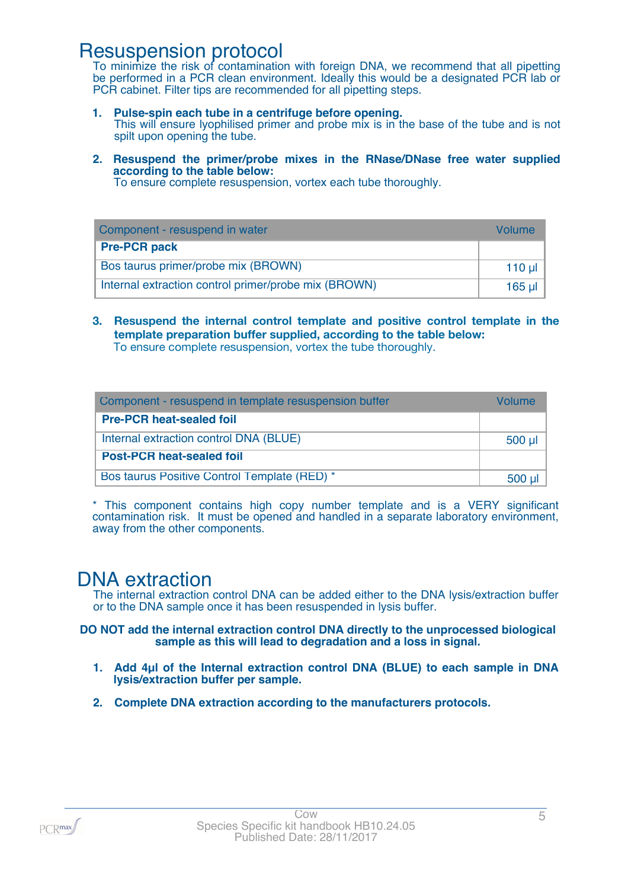# Resuspension protocol

To minimize the risk of contamination with foreign DNA, we recommend that all pipetting be performed in a PCR clean environment. Ideally this would be a designated PCR lab or PCR cabinet. Filter tips are recommended for all pipetting steps.

1. **Pulse-spin each tube in a centrifuge before opening.**
   This will ensure lyophilised primer and probe mix is in the base of the tube and is not spilt upon opening the tube.

2. **Resuspend the primer/probe mixes in the RNase/DNase free water supplied according to the table below:**
   To ensure complete resuspension, vortex each tube thoroughly.

| Component - resuspend in water | Volume |
|---|---|
| **Pre-PCR pack** | |
| Bos taurus primer/probe mix (BROWN) | 110 µl |
| Internal extraction control primer/probe mix (BROWN) | 165 µl |

3. **Resuspend the internal control template and positive control template in the template preparation buffer supplied, according to the table below:**
   To ensure complete resuspension, vortex the tube thoroughly.

| Component - resuspend in template resuspension buffer | Volume |
|---|---|
| **Pre-PCR heat-sealed foil** | |
| Internal extraction control DNA (BLUE) | 500 µl |
| **Post-PCR heat-sealed foil** | |
| Bos taurus Positive Control Template (RED) * | 500 µl |

* This component contains high copy number template and is a VERY significant contamination risk. It must be opened and handled in a separate laboratory environment, away from the other components.

# DNA extraction

The internal extraction control DNA can be added either to the DNA lysis/extraction buffer or to the DNA sample once it has been resuspended in lysis buffer.

**DO NOT add the internal extraction control DNA directly to the unprocessed biological sample as this will lead to degradation and a loss in signal.**

1. **Add 4µl of the Internal extraction control DNA (BLUE) to each sample in DNA lysis/extraction buffer per sample.**

2. **Complete DNA extraction according to the manufacturers protocols.**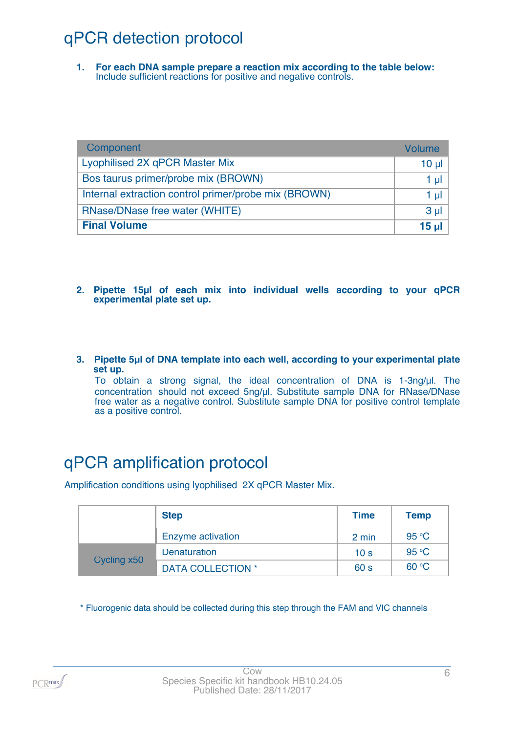# qPCR detection protocol

1. **For each DNA sample prepare a reaction mix according to the table below:**
   Include sufficient reactions for positive and negative controls.

| Component | Volume |
|---|---|
| Lyophilised 2X qPCR Master Mix | 10 µl |
| Bos taurus primer/probe mix (BROWN) | 1 µl |
| Internal extraction control primer/probe mix (BROWN) | 1 µl |
| RNase/DNase free water (WHITE) | 3 µl |
| **Final Volume** | **15 µl** |

2. **Pipette 15µl of each mix into individual wells according to your qPCR experimental plate set up.**

3. **Pipette 5µl of DNA template into each well, according to your experimental plate set up.**
   To obtain a strong signal, the ideal concentration of DNA is 1-3ng/µl. The concentration should not exceed 5ng/µl. Substitute sample DNA for RNase/DNase free water as a negative control. Substitute sample DNA for positive control template as a positive control.

# qPCR amplification protocol

Amplification conditions using lyophilised 2X qPCR Master Mix.

| | Step | Time | Temp |
|---|---|---|---|
| | Enzyme activation | 2 min | 95 °C |
| Cycling x50 | Denaturation | 10 s | 95 °C |
| | DATA COLLECTION * | 60 s | 60 °C |

* Fluorogenic data should be collected during this step through the FAM and VIC channels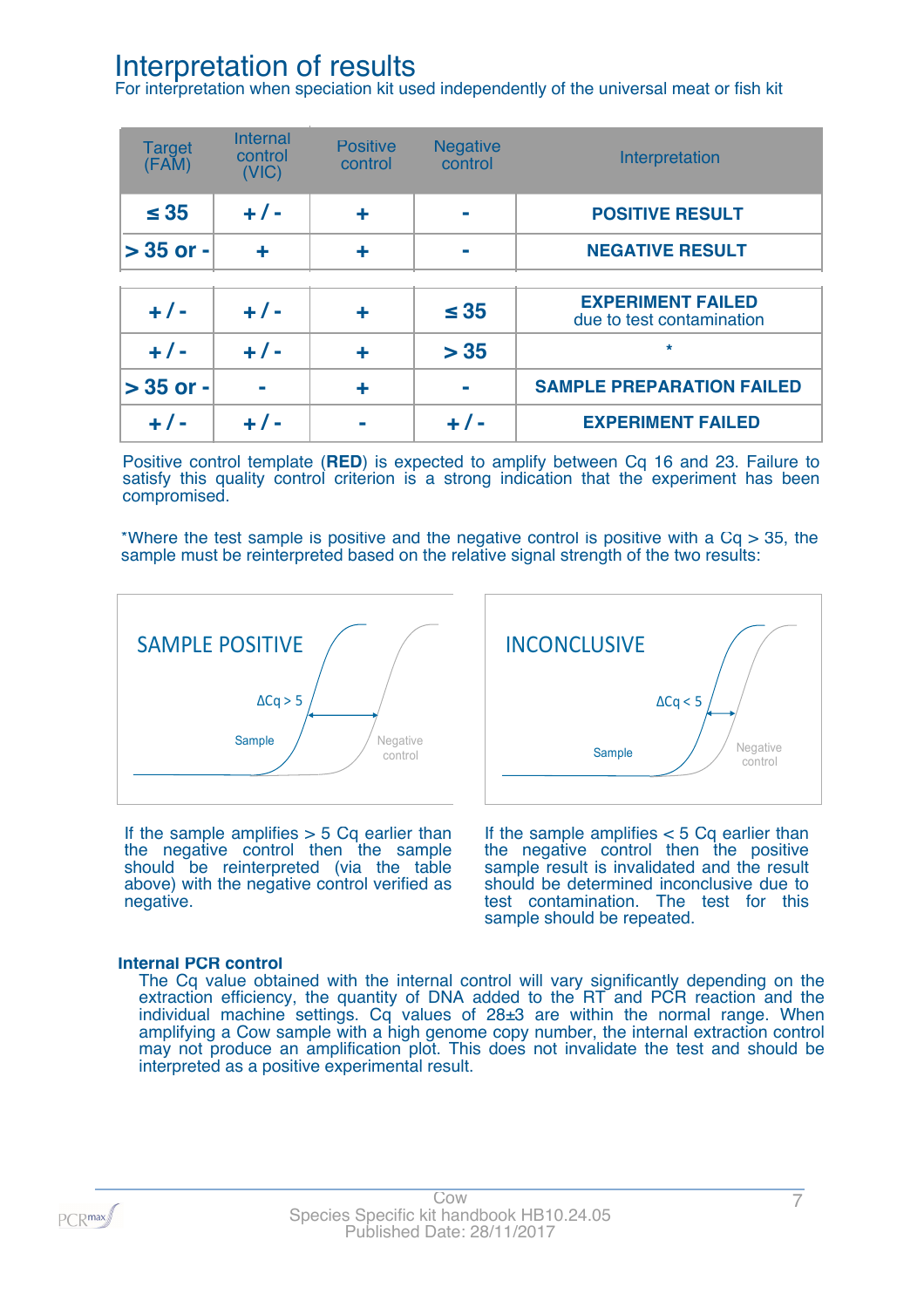# Interpretation of results

For interpretation when speciation kit used independently of the universal meat or fish kit

| Target (FAM) | Internal control (VIC) | Positive control | Negative control | Interpretation |
|---|---|---|---|---|
| ≤ 35 | + / - | + | - | **POSITIVE RESULT** |
| > 35 or - | + | + | - | **NEGATIVE RESULT** |
| + / - | + / - | + | ≤ 35 | **EXPERIMENT FAILED** due to test contamination |
| + / - | + / - | + | > 35 | * |
| > 35 or - | - | + | - | **SAMPLE PREPARATION FAILED** |
| + / - | + / - | - | + / - | **EXPERIMENT FAILED** |

Positive control template (**RED**) is expected to amplify between Cq 16 and 23. Failure to satisfy this quality control criterion is a strong indication that the experiment has been compromised.

*Where the test sample is positive and the negative control is positive with a Cq > 35, the sample must be reinterpreted based on the relative signal strength of the two results:

SAMPLE POSITIVE

ΔCq > 5

Sample

Negative control

If the sample amplifies > 5 Cq earlier than the negative control then the sample should be reinterpreted (via the table above) with the negative control verified as negative.

INCONCLUSIVE

ΔCq < 5

Sample

Negative control

If the sample amplifies < 5 Cq earlier than the negative control then the positive sample result is invalidated and the result should be determined inconclusive due to test contamination. The test for this sample should be repeated.

**Internal PCR control**

The Cq value obtained with the internal control will vary significantly depending on the extraction efficiency, the quantity of DNA added to the RT and PCR reaction and the individual machine settings. Cq values of 28±3 are within the normal range. When amplifying a Cow sample with a high genome copy number, the internal extraction control may not produce an amplification plot. This does not invalidate the test and should be interpreted as a positive experimental result.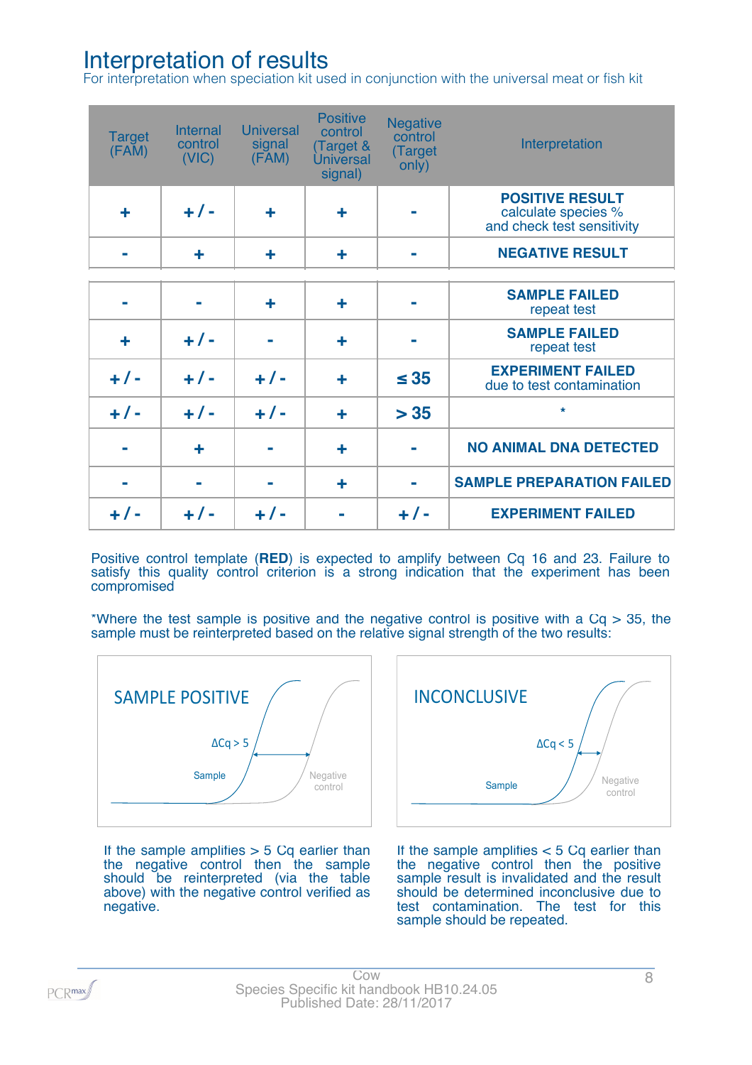# Interpretation of results

For interpretation when speciation kit used in conjunction with the universal meat or fish kit

| Target (FAM) | Internal control (VIC) | Universal signal (FAM) | Positive control (Target & Universal signal) | Negative control (Target only) | Interpretation |
|---|---|---|---|---|---|
| + | + / - | + | + | - | **POSITIVE RESULT** calculate species % and check test sensitivity |
| - | + | + | + | - | **NEGATIVE RESULT** |
| - | - | + | + | - | **SAMPLE FAILED** repeat test |
| + | + / - | - | + | - | **SAMPLE FAILED** repeat test |
| + / - | + / - | + / - | + | ≤ 35 | **EXPERIMENT FAILED** due to test contamination |
| + / - | + / - | + / - | + | > 35 | * |
| - | + | - | + | - | **NO ANIMAL DNA DETECTED** |
| - | - | - | + | - | **SAMPLE PREPARATION FAILED** |
| + / - | + / - | + / - | - | + / - | **EXPERIMENT FAILED** |

Positive control template (**RED**) is expected to amplify between Cq 16 and 23. Failure to satisfy this quality control criterion is a strong indication that the experiment has been compromised

*Where the test sample is positive and the negative control is positive with a Cq > 35, the sample must be reinterpreted based on the relative signal strength of the two results:

SAMPLE POSITIVE

ΔCq > 5

Sample

Negative control

If the sample amplifies > 5 Cq earlier than the negative control then the sample should be reinterpreted (via the table above) with the negative control verified as negative.

INCONCLUSIVE

ΔCq < 5

Sample

Negative control

If the sample amplifies < 5 Cq earlier than the negative control then the positive sample result is invalidated and the result should be determined inconclusive due to test contamination. The test for this sample should be repeated.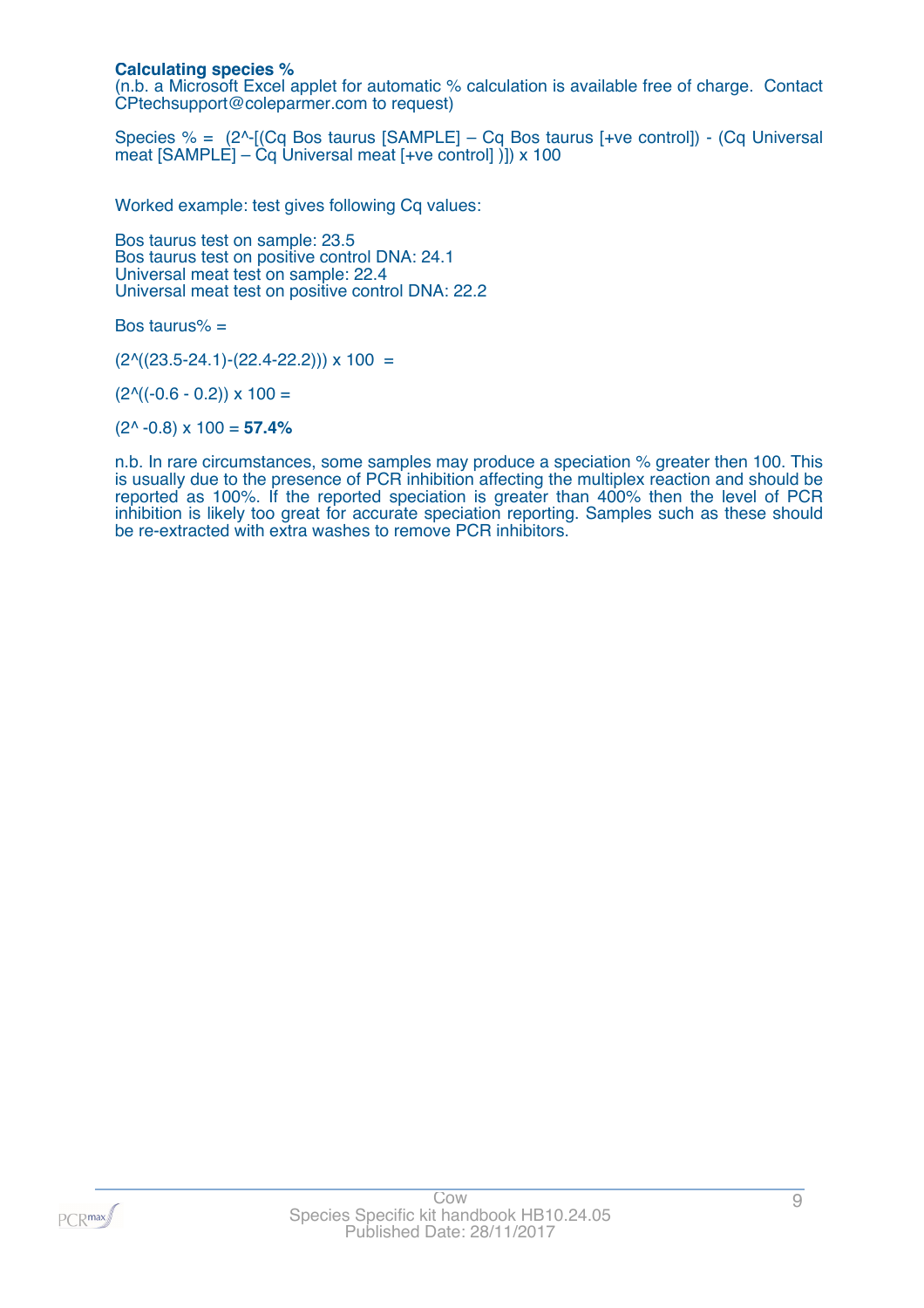### Calculating species %

(n.b. a Microsoft Excel applet for automatic % calculation is available free of charge. Contact CPtechsupport@coleparmer.com to request)

Species % = (2^-[(Cq Bos taurus [SAMPLE] – Cq Bos taurus [+ve control]) - (Cq Universal meat [SAMPLE] – Cq Universal meat [+ve control] )]) x 100

Worked example: test gives following Cq values:

Bos taurus test on sample: 23.5
Bos taurus test on positive control DNA: 24.1
Universal meat test on sample: 22.4
Universal meat test on positive control DNA: 22.2

Bos taurus% =

(2^((23.5-24.1)-(22.4-22.2))) x 100 =

(2^((-0.6 - 0.2)) x 100 =

(2^ -0.8) x 100 = **57.4%**

n.b. In rare circumstances, some samples may produce a speciation % greater then 100. This is usually due to the presence of PCR inhibition affecting the multiplex reaction and should be reported as 100%. If the reported speciation is greater than 400% then the level of PCR inhibition is likely too great for accurate speciation reporting. Samples such as these should be re-extracted with extra washes to remove PCR inhibitors.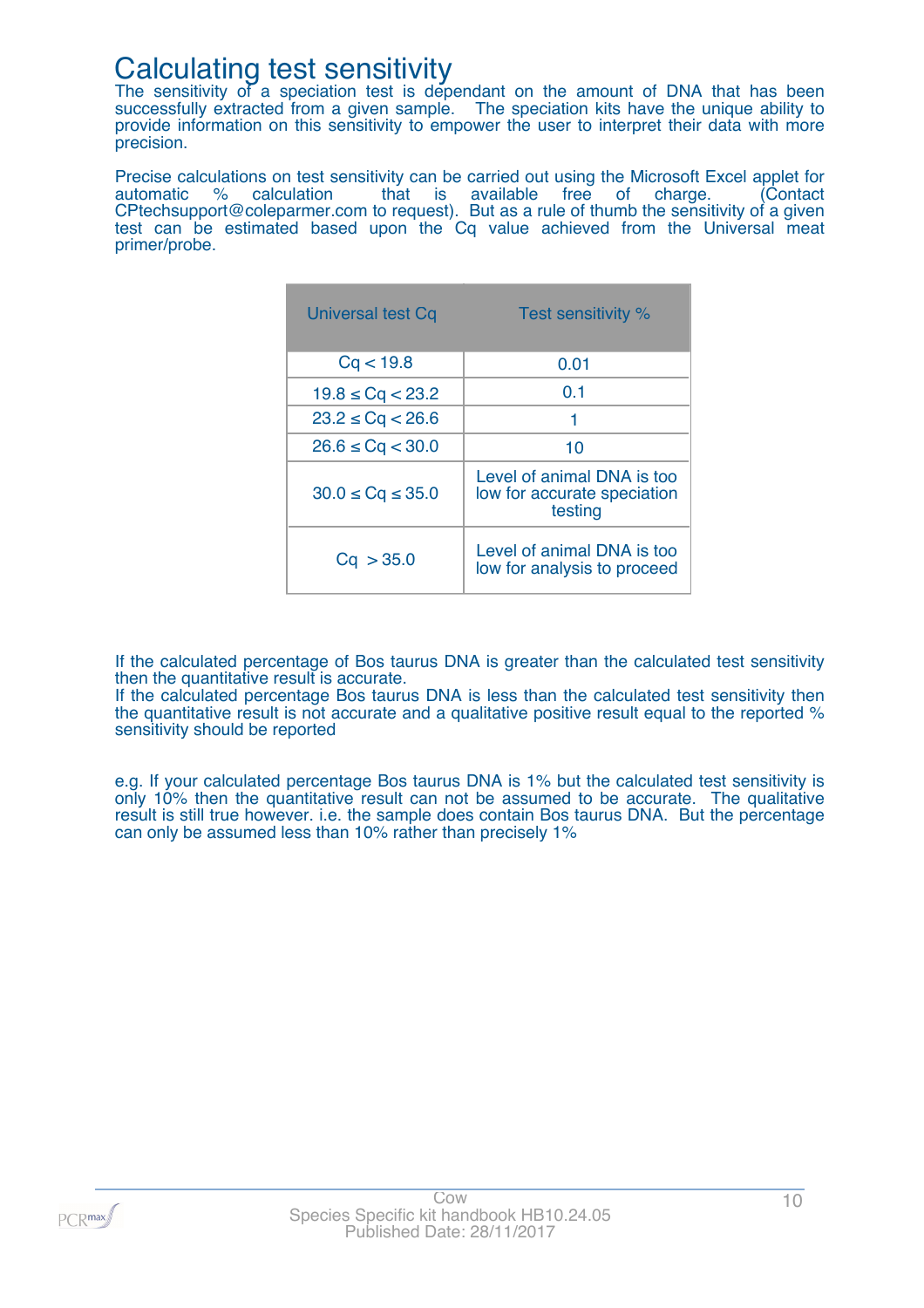# Calculating test sensitivity

The sensitivity of a speciation test is dependant on the amount of DNA that has been successfully extracted from a given sample. The speciation kits have the unique ability to provide information on this sensitivity to empower the user to interpret their data with more precision.

Precise calculations on test sensitivity can be carried out using the Microsoft Excel applet for automatic % calculation that is available free of charge. (Contact CPtechsupport@coleparmer.com to request). But as a rule of thumb the sensitivity of a given test can be estimated based upon the Cq value achieved from the Universal meat primer/probe.

| Universal test Cq | Test sensitivity % |
|---|---|
| Cq < 19.8 | 0.01 |
| 19.8 ≤ Cq < 23.2 | 0.1 |
| 23.2 ≤ Cq < 26.6 | 1 |
| 26.6 ≤ Cq < 30.0 | 10 |
| 30.0 ≤ Cq ≤ 35.0 | Level of animal DNA is too low for accurate speciation testing |
| Cq > 35.0 | Level of animal DNA is too low for analysis to proceed |

If the calculated percentage of Bos taurus DNA is greater than the calculated test sensitivity then the quantitative result is accurate.
If the calculated percentage Bos taurus DNA is less than the calculated test sensitivity then the quantitative result is not accurate and a qualitative positive result equal to the reported % sensitivity should be reported

e.g. If your calculated percentage Bos taurus DNA is 1% but the calculated test sensitivity is only 10% then the quantitative result can not be assumed to be accurate. The qualitative result is still true however. i.e. the sample does contain Bos taurus DNA. But the percentage can only be assumed less than 10% rather than precisely 1%